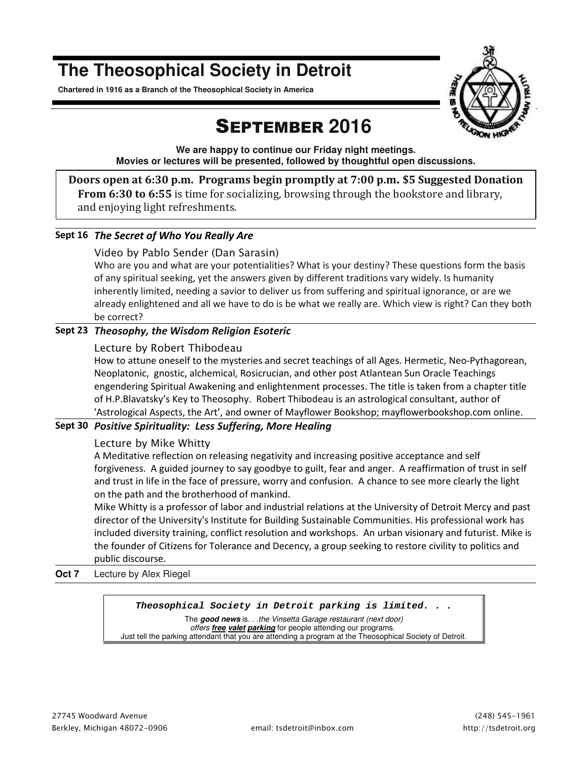# The Theosophical Society in Detroit

**Chartered in 1916 as a Branch of the Theosophical Society in America**

## SEPTEMBER 2016

**We are happy to continue our Friday night meetings.**
**Movies or lectures will be presented, followed by thoughtful open discussions.**

**Doors open at 6:30 p.m. Programs begin promptly at 7:00 p.m. $5 Suggested Donation**
**From 6:30 to 6:55** is time for socializing, browsing through the bookstore and library, and enjoying light refreshments.

---

**Sept 16** ***The Secret of Who You Really Are***

Video by Pablo Sender (Dan Sarasin)

Who are you and what are your potentialities? What is your destiny? These questions form the basis of any spiritual seeking, yet the answers given by different traditions vary widely. Is humanity inherently limited, needing a savior to deliver us from suffering and spiritual ignorance, or are we already enlightened and all we have to do is be what we really are. Which view is right? Can they both be correct?

---

**Sept 23** ***Theosophy, the Wisdom Religion Esoteric***

Lecture by Robert Thibodeau

How to attune oneself to the mysteries and secret teachings of all Ages. Hermetic, Neo-Pythagorean, Neoplatonic, gnostic, alchemical, Rosicrucian, and other post Atlantean Sun Oracle Teachings engendering Spiritual Awakening and enlightenment processes. The title is taken from a chapter title of H.P.Blavatsky's Key to Theosophy. Robert Thibodeau is an astrological consultant, author of 'Astrological Aspects, the Art', and owner of Mayflower Bookshop; mayflowerbookshop.com online.

---

**Sept 30** ***Positive Spirituality: Less Suffering, More Healing***

Lecture by Mike Whitty

A Meditative reflection on releasing negativity and increasing positive acceptance and self forgiveness. A guided journey to say goodbye to guilt, fear and anger. A reaffirmation of trust in self and trust in life in the face of pressure, worry and confusion. A chance to see more clearly the light on the path and the brotherhood of mankind.

Mike Whitty is a professor of labor and industrial relations at the University of Detroit Mercy and past director of the University's Institute for Building Sustainable Communities. His professional work has included diversity training, conflict resolution and workshops. An urban visionary and futurist. Mike is the founder of Citizens for Tolerance and Decency, a group seeking to restore civility to politics and public discourse.

---

**Oct 7** Lecture by Alex Riegel

---

***Theosophical Society in Detroit parking is limited. . .***

The ***good news*** is. . .*the Vinsetta Garage restaurant (next door) offers* ***free valet parking*** for people attending our programs.
Just tell the parking attendant that you are attending a program at the Theosophical Society of Detroit.

27745 Woodward Avenue
Berkley, Michigan 48072-0906

email: tsdetroit@inbox.com

(248) 545-1961
http://tsdetroit.org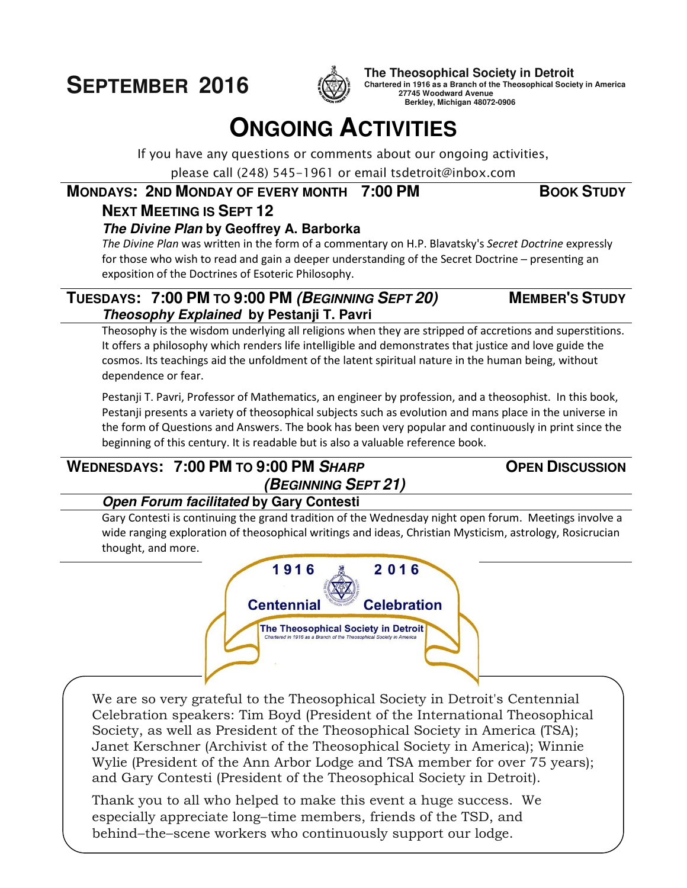# SEPTEMBER 2016

**The Theosophical Society in Detroit**
Chartered in 1916 as a Branch of the Theosophical Society in America
27745 Woodward Avenue
Berkley, Michigan 48072-0906

# ONGOING ACTIVITIES

If you have any questions or comments about our ongoing activities,
please call (248) 545-1961 or email tsdetroit@inbox.com

## MONDAYS: 2ND MONDAY OF EVERY MONTH 7:00 PM — BOOK STUDY

### NEXT MEETING IS SEPT 12

***The Divine Plan* by Geoffrey A. Barborka**

*The Divine Plan* was written in the form of a commentary on H.P. Blavatsky's *Secret Doctrine* expressly for those who wish to read and gain a deeper understanding of the Secret Doctrine – presenting an exposition of the Doctrines of Esoteric Philosophy.

## TUESDAYS: 7:00 PM TO 9:00 PM *(BEGINNING SEPT 20)* — MEMBER'S STUDY

***Theosophy Explained* by Pestanji T. Pavri**

Theosophy is the wisdom underlying all religions when they are stripped of accretions and superstitions. It offers a philosophy which renders life intelligible and demonstrates that justice and love guide the cosmos. Its teachings aid the unfoldment of the latent spiritual nature in the human being, without dependence or fear.

Pestanji T. Pavri, Professor of Mathematics, an engineer by profession, and a theosophist. In this book, Pestanji presents a variety of theosophical subjects such as evolution and mans place in the universe in the form of Questions and Answers. The book has been very popular and continuously in print since the beginning of this century. It is readable but is also a valuable reference book.

## WEDNESDAYS: 7:00 PM TO 9:00 PM *SHARP* *(BEGINNING SEPT 21)* — OPEN DISCUSSION

***Open Forum facilitated* by Gary Contesti**

Gary Contesti is continuing the grand tradition of the Wednesday night open forum. Meetings involve a wide ranging exploration of theosophical writings and ideas, Christian Mysticism, astrology, Rosicrucian thought, and more.

**1916 2016**
**Centennial Celebration**
**The Theosophical Society in Detroit**
Chartered in 1916 as a Branch of the Theosophical Society in America

We are so very grateful to the Theosophical Society in Detroit's Centennial Celebration speakers: Tim Boyd (President of the International Theosophical Society, as well as President of the Theosophical Society in America (TSA); Janet Kerschner (Archivist of the Theosophical Society in America); Winnie Wylie (President of the Ann Arbor Lodge and TSA member for over 75 years); and Gary Contesti (President of the Theosophical Society in Detroit).

Thank you to all who helped to make this event a huge success. We especially appreciate long–time members, friends of the TSD, and behind–the–scene workers who continuously support our lodge.